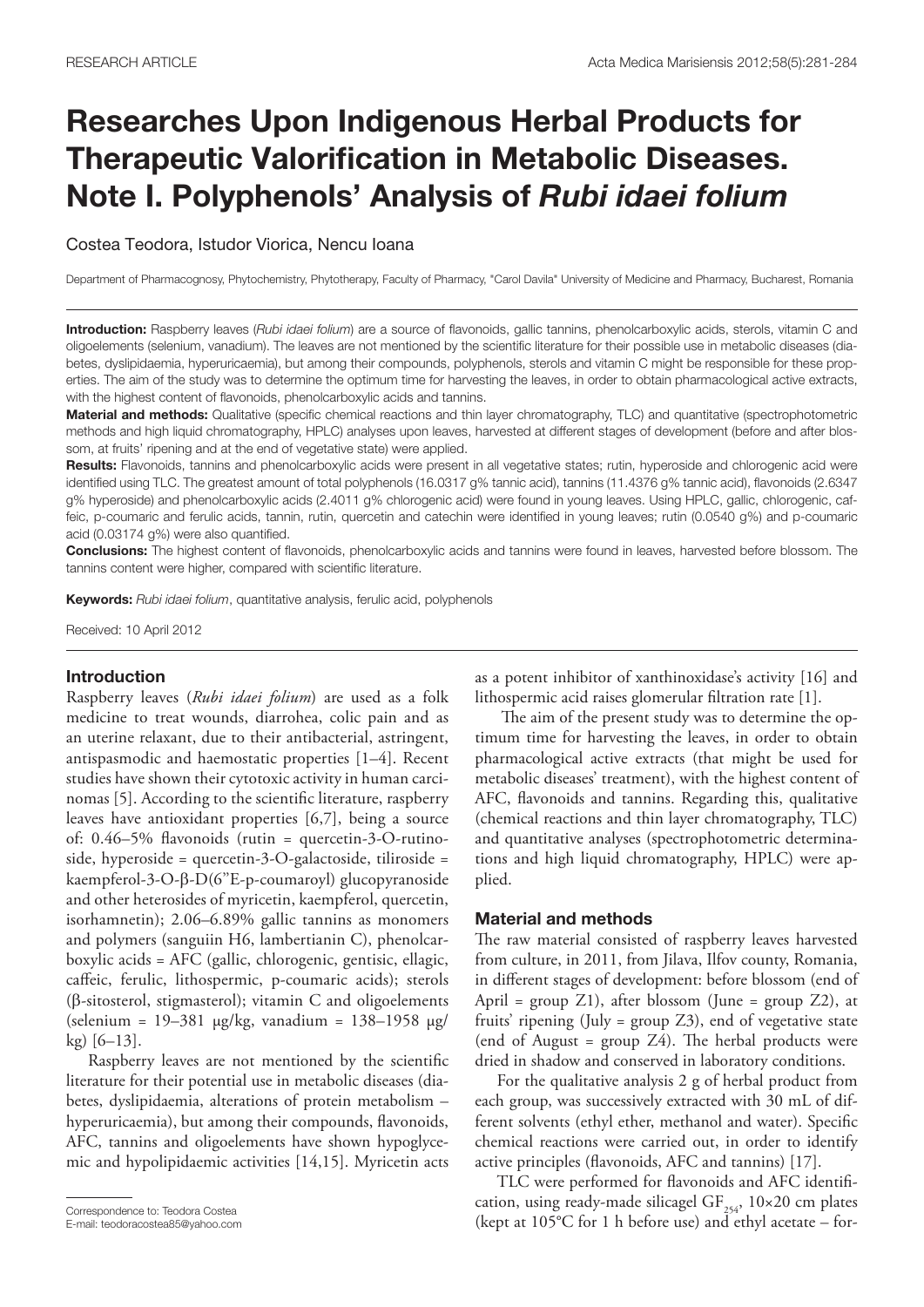RESEARCH ARTICLE

# Researches Upon Indigenous Herbal Products for Therapeutic Valorification in Metabolic Diseases. Note I. Polyphenols' Analysis of *Rubi idaei folium*

Costea Teodora, Istudor Viorica, Nencu Ioana

Department of Pharmacognosy, Phytochemistry, Phytotherapy, Faculty of Pharmacy, "Carol Davila" University of Medicine and Pharmacy, Bucharest, Romania

**Introduction:** Raspberry leaves (*Rubi idaei folium*) are a source of flavonoids, gallic tannins, phenolcarboxylic acids, sterols, vitamin C and oligoelements (selenium, vanadium). The leaves are not mentioned by the scientific literature for their possible use in metabolic diseases (diabetes, dyslipidaemia, hyperuricaemia), but among their compounds, polyphenols, sterols and vitamin C might be responsible for these properties. The aim of the study was to determine the optimum time for harvesting the leaves, in order to obtain pharmacological active extracts, with the highest content of flavonoids, phenolcarboxylic acids and tannins.

**Material and methods:** Qualitative (specific chemical reactions and thin layer chromatography, TLC) and quantitative (spectrophotometric methods and high liquid chromatography, HPLC) analyses upon leaves, harvested at different stages of development (before and after blossom, at fruits' ripening and at the end of vegetative state) were applied.

**Results:** Flavonoids, tannins and phenolcarboxylic acids were present in all vegetative states; rutin, hyperoside and chlorogenic acid were identified using TLC. The greatest amount of total polyphenols (16.0317 g% tannic acid), tannins (11.4376 g% tannic acid), flavonoids (2.6347 g% hyperoside) and phenolcarboxylic acids (2.4011 g% chlorogenic acid) were found in young leaves. Using HPLC, gallic, chlorogenic, caffeic, p-coumaric and ferulic acids, tannin, rutin, quercetin and catechin were identified in young leaves; rutin (0.0540 g%) and p-coumaric acid (0.03174 g%) were also quantified.

**Conclusions:** The highest content of flavonoids, phenolcarboxylic acids and tannins were found in leaves, harvested before blossom. The tannins content were higher, compared with scientific literature.

**Keywords:** *Rubi idaei folium*, quantitative analysis, ferulic acid, polyphenols

Received: 10 April 2012

## Introduction

Raspberry leaves (*Rubi idaei folium*) are used as a folk medicine to treat wounds, diarrohea, colic pain and as an uterine relaxant, due to their antibacterial, astringent, antispasmodic and haemostatic properties [1–4]. Recent studies have shown their cytotoxic activity in human carcinomas [5]. According to the scientific literature, raspberry leaves have antioxidant properties [6,7], being a source of: 0.46–5% flavonoids (rutin = quercetin-3-O-rutinoside, hyperoside = quercetin-3-O-galactoside, tiliroside = kaempferol-3-O-β-D(6"E-p-coumaroyl) glucopyranoside and other heterosides of myricetin, kaempferol, quercetin, isorhamnetin); 2.06–6.89% gallic tannins as monomers and polymers (sanguiin H6, lambertianin C), phenolcarboxylic acids = AFC (gallic, chlorogenic, gentisic, ellagic, caffeic, ferulic, lithospermic, p-coumaric acids); sterols (β-sitosterol, stigmasterol); vitamin C and oligoelements (selenium = 19–381 μg/kg, vanadium = 138–1958 μg/kg) [6–13].

Raspberry leaves are not mentioned by the scientific literature for their potential use in metabolic diseases (diabetes, dyslipidaemia, alterations of protein metabolism – hyperuricaemia), but among their compounds, flavonoids, AFC, tannins and oligoelements have shown hypoglycemic and hypolipidaemic activities [14,15]. Myricetin acts as a potent inhibitor of xanthinoxidase's activity [16] and lithospermic acid raises glomerular filtration rate [1].

The aim of the present study was to determine the optimum time for harvesting the leaves, in order to obtain pharmacological active extracts (that might be used for metabolic diseases' treatment), with the highest content of AFC, flavonoids and tannins. Regarding this, qualitative (chemical reactions and thin layer chromatography, TLC) and quantitative analyses (spectrophotometric determinations and high liquid chromatography, HPLC) were applied.

## Material and methods

The raw material consisted of raspberry leaves harvested from culture, in 2011, from Jilava, Ilfov county, Romania, in different stages of development: before blossom (end of April = group Z1), after blossom (June = group Z2), at fruits' ripening (July = group Z3), end of vegetative state (end of August = group Z4). The herbal products were dried in shadow and conserved in laboratory conditions.

For the qualitative analysis 2 g of herbal product from each group, was successively extracted with 30 mL of different solvents (ethyl ether, methanol and water). Specific chemical reactions were carried out, in order to identify active principles (flavonoids, AFC and tannins) [17].

TLC were performed for flavonoids and AFC identification, using ready-made silicagel $GF_{254}$, 10×20 cm plates (kept at 105°C for 1 h before use) and ethyl acetate – for-

Correspondence to: Teodora Costea
E-mail: teodoracostea85@yahoo.com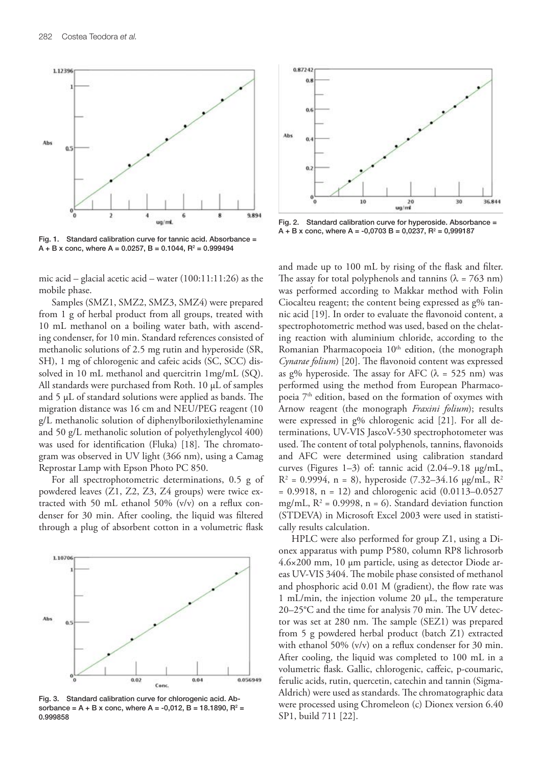Fig. 1. Standard calibration curve for tannic acid. Absorbance = A + B x conc, where A = 0.0257, B = 0.1044, $R^2$ = 0.999494

Fig. 2. Standard calibration curve for hyperoside. Absorbance = A + B x conc, where A = -0,0703 B = 0,0237, $R^2$ = 0,999187

mic acid – glacial acetic acid – water (100:11:11:26) as the mobile phase.

Samples (SMZ1, SMZ2, SMZ3, SMZ4) were prepared from 1 g of herbal product from all groups, treated with 10 mL methanol on a boiling water bath, with ascending condenser, for 10 min. Standard references consisted of methanolic solutions of 2.5 mg rutin and hyperoside (SR, SH), 1 mg of chlorogenic and cafeic acids (SC, SCC) dissolved in 10 mL methanol and quercitrin 1mg/mL (SQ). All standards were purchased from Roth. 10 μL of samples and 5 μL of standard solutions were applied as bands. The migration distance was 16 cm and NEU/PEG reagent (10 g/L methanolic solution of diphenylboriloxiethylenamine and 50 g/L methanolic solution of polyethylenglycol 400) was used for identification (Fluka) [18]. The chromatogram was observed in UV light (366 nm), using a Camag Reprostar Lamp with Epson Photo PC 850.

For all spectrophotometric determinations, 0.5 g of powdered leaves (Z1, Z2, Z3, Z4 groups) were twice extracted with 50 mL ethanol 50% (v/v) on a reflux condenser for 30 min. After cooling, the liquid was filtered through a plug of absorbent cotton in a volumetric flask and made up to 100 mL by rising of the flask and filter. The assay for total polyphenols and tannins ($\lambda$ = 763 nm) was performed according to Makkar method with Folin Ciocalteu reagent; the content being expressed as g% tannic acid [19]. In order to evaluate the flavonoid content, a spectrophotometric method was used, based on the chelating reaction with aluminium chloride, according to the Romanian Pharmacopoeia 10th edition, (the monograph *Cynarae folium*) [20]. The flavonoid content was expressed as g% hyperoside. The assay for AFC ($\lambda$ = 525 nm) was performed using the method from European Pharmacopoeia 7th edition, based on the formation of oxymes with Arnow reagent (the monograph *Fraxini folium*); results were expressed in g% chlorogenic acid [21]. For all determinations, UV-VIS JascoV-530 spectrophotometer was used. The content of total polyphenols, tannins, flavonoids and AFC were determined using calibration standard curves (Figures 1–3) of: tannic acid (2.04–9.18 μg/mL, $R^2$ = 0.9994, n = 8), hyperoside (7.32–34.16 μg/mL, $R^2$ = 0.9918, n = 12) and chlorogenic acid (0.0113–0.0527 mg/mL, $R^2$ = 0.9998, n = 6). Standard deviation function (STDEVA) in Microsoft Excel 2003 were used in statistically results calculation.

HPLC were also performed for group Z1, using a Dionex apparatus with pump P580, column RP8 lichrosorb 4.6×200 mm, 10 μm particle, using as detector Diode areas UV-VIS 3404. The mobile phase consisted of methanol and phosphoric acid 0.01 M (gradient), the flow rate was 1 mL/min, the injection volume 20 μL, the temperature 20–25°C and the time for analysis 70 min. The UV detector was set at 280 nm. The sample (SEZ1) was prepared from 5 g powdered herbal product (batch Z1) extracted with ethanol 50% (v/v) on a reflux condenser for 30 min. After cooling, the liquid was completed to 100 mL in a volumetric flask. Gallic, chlorogenic, caffeic, p-coumaric, ferulic acids, rutin, quercetin, catechin and tannin (Sigma-Aldrich) were used as standards. The chromatographic data were processed using Chromeleon (c) Dionex version 6.40 SP1, build 711 [22].

Fig. 3. Standard calibration curve for chlorogenic acid. Absorbance = A + B x conc, where A = -0,012, B = 18.1890, $R^2$ = 0.999858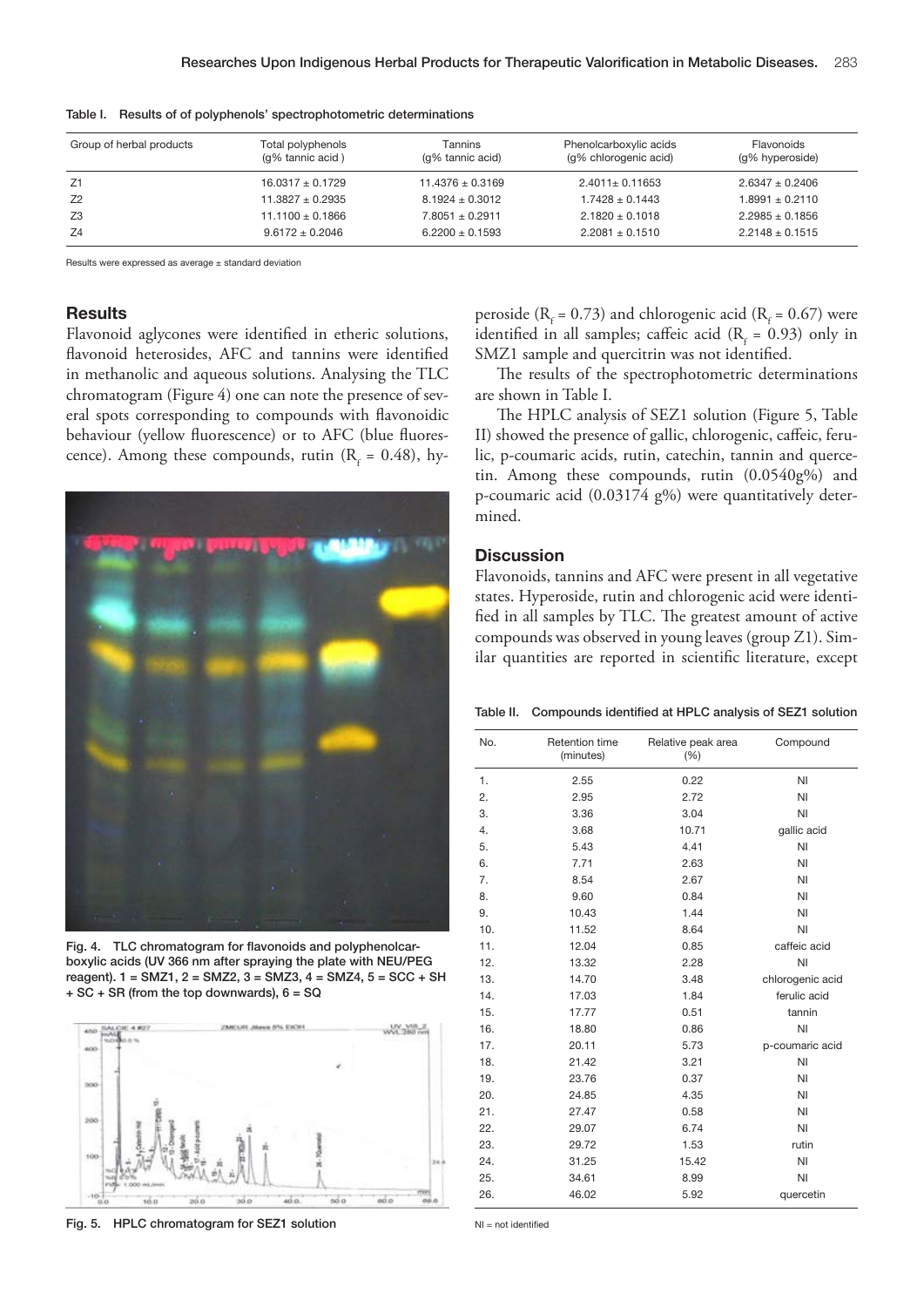Table I. Results of of polyphenols' spectrophotometric determinations

| Group of herbal products | Total polyphenols (g% tannic acid ) | Tannins (g% tannic acid) | Phenolcarboxylic acids (g% chlorogenic acid) | Flavonoids (g% hyperoside) |
|---|---|---|---|---|
| Z1 | 16.0317 ± 0.1729 | 11.4376 ± 0.3169 | 2.4011± 0.11653 | 2.6347 ± 0.2406 |
| Z2 | 11.3827 ± 0.2935 | 8.1924 ± 0.3012 | 1.7428 ± 0.1443 | 1.8991 ± 0.2110 |
| Z3 | 11.1100 ± 0.1866 | 7.8051 ± 0.2911 | 2.1820 ± 0.1018 | 2.2985 ± 0.1856 |
| Z4 | 9.6172 ± 0.2046 | 6.2200 ± 0.1593 | 2.2081 ± 0.1510 | 2.2148 ± 0.1515 |

Results were expressed as average ± standard deviation

## Results

Flavonoid aglycones were identified in etheric solutions, flavonoid heterosides, AFC and tannins were identified in methanolic and aqueous solutions. Analysing the TLC chromatogram (Figure 4) one can note the presence of several spots corresponding to compounds with flavonoidic behaviour (yellow fluorescence) or to AFC (blue fluorescence). Among these compounds, rutin ($R_f$ = 0.48), hyperoside ($R_f$ = 0.73) and chlorogenic acid ($R_f$ = 0.67) were identified in all samples; caffeic acid ($R_f$ = 0.93) only in SMZ1 sample and quercitrin was not identified.

Fig. 4. TLC chromatogram for flavonoids and polyphenolcarboxylic acids (UV 366 nm after spraying the plate with NEU/PEG reagent). 1 = SMZ1, 2 = SMZ2, 3 = SMZ3, 4 = SMZ4, 5 = SCC + SH + SC + SR (from the top downwards), 6 = SQ

Fig. 5. HPLC chromatogram for SEZ1 solution

The results of the spectrophotometric determinations are shown in Table I.

The HPLC analysis of SEZ1 solution (Figure 5, Table II) showed the presence of gallic, chlorogenic, caffeic, ferulic, p-coumaric acids, rutin, catechin, tannin and quercetin. Among these compounds, rutin (0.0540g%) and p-coumaric acid (0.03174 g%) were quantitatively determined.

## Discussion

Flavonoids, tannins and AFC were present in all vegetative states. Hyperoside, rutin and chlorogenic acid were identified in all samples by TLC. The greatest amount of active compounds was observed in young leaves (group Z1). Similar quantities are reported in scientific literature, except

Table II. Compounds identified at HPLC analysis of SEZ1 solution

| No. | Retention time (minutes) | Relative peak area (%) | Compound |
|---|---|---|---|
| 1. | 2.55 | 0.22 | NI |
| 2. | 2.95 | 2.72 | NI |
| 3. | 3.36 | 3.04 | NI |
| 4. | 3.68 | 10.71 | gallic acid |
| 5. | 5.43 | 4.41 | NI |
| 6. | 7.71 | 2.63 | NI |
| 7. | 8.54 | 2.67 | NI |
| 8. | 9.60 | 0.84 | NI |
| 9. | 10.43 | 1.44 | NI |
| 10. | 11.52 | 8.64 | NI |
| 11. | 12.04 | 0.85 | caffeic acid |
| 12. | 13.32 | 2.28 | NI |
| 13. | 14.70 | 3.48 | chlorogenic acid |
| 14. | 17.03 | 1.84 | ferulic acid |
| 15. | 17.77 | 0.51 | tannin |
| 16. | 18.80 | 0.86 | NI |
| 17. | 20.11 | 5.73 | p-coumaric acid |
| 18. | 21.42 | 3.21 | NI |
| 19. | 23.76 | 0.37 | NI |
| 20. | 24.85 | 4.35 | NI |
| 21. | 27.47 | 0.58 | NI |
| 22. | 29.07 | 6.74 | NI |
| 23. | 29.72 | 1.53 | rutin |
| 24. | 31.25 | 15.42 | NI |
| 25. | 34.61 | 8.99 | NI |
| 26. | 46.02 | 5.92 | quercetin |

NI = not identified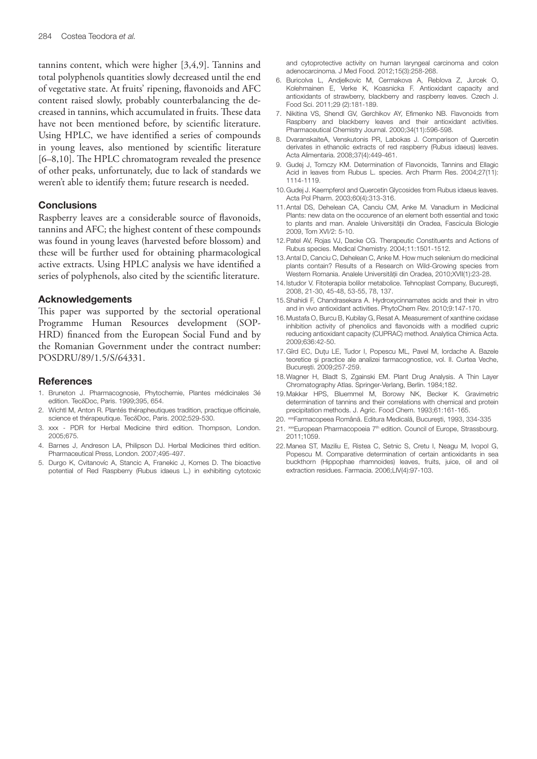tannins content, which were higher [3,4,9]. Tannins and total polyphenols quantities slowly decreased until the end of vegetative state. At fruits' ripening, flavonoids and AFC content raised slowly, probably counterbalancing the decreased in tannins, which accumulated in fruits. These data have not been mentioned before, by scientific literature. Using HPLC, we have identified a series of compounds in young leaves, also mentioned by scientific literature [6–8,10]. The HPLC chromatogram revealed the presence of other peaks, unfortunately, due to lack of standards we weren't able to identify them; future research is needed.

## Conclusions

Raspberry leaves are a considerable source of flavonoids, tannins and AFC; the highest content of these compounds was found in young leaves (harvested before blossom) and these will be further used for obtaining pharmacological active extracts. Using HPLC analysis we have identified a series of polyphenols, also cited by the scientific literature.

## Acknowledgements

This paper was supported by the sectorial operational Programme Human Resources development (SOP-HRD) financed from the European Social Fund and by the Romanian Government under the contract number: POSDRU/89/1.5/S/64331.

## References

1. Bruneton J. Pharmacognosie, Phytochemie, Plantes médicinales 3é edition. TecδDoc, Paris. 1999;395, 654.
2. Wichtl M, Anton R. Plantés thérapheutiques tradition, practique officinale, science et thérapeutique. TecδDoc, Paris. 2002;529-530.
3. xxx - PDR for Herbal Medicine third edition. Thompson, London. 2005;675.
4. Barnes J, Andreson LA, Philipson DJ. Herbal Medicines third edition. Pharmaceutical Press, London. 2007;495-497.
5. Durgo K, Cvitanovíc A, Stancic A, Franekic J, Komes D. The bioactive potential of Red Raspberry (Rubus idaeus L.) in exhibiting cytotoxic and cytoprotective activity on human laryngeal carcinoma and colon adenocarcinoma. J Med Food. 2012;15(3):258-268.
6. Buricolva L, Andjelkovic M, Cermakova A, Reblova Z, Jurcek O, Kolehmainen E, Verke K, Koasnicka F. Antioxidant capacity and antioxidants of strawberry, blackberry and raspberry leaves. Czech J. Food Sci. 2011;29 (2):181-189.
7. Nikitina VS, Shendl GV, Gerchikov AY, Efimenko NB. Flavonoids from Raspberry and blackberry leaves and their antioxidant activities. Pharmaceutical Chemistry Journal. 2000;34(11):596-598.
8. DvaranskaiteA, Venskutonis PR, Labokas J. Comparison of Quercetin derivates in ethanolic extracts of red raspberry (Rubus idaeus) leaves. Acta Alimentaria. 2008;37(4):449-461.
9. Gudej J, Tomczy KM. Determination of Flavonoids, Tannins and Ellagic Acid in leaves from Rubus L. species. Arch Pharm Res. 2004;27(11): 1114-1119.
10. Gudej J. Kaempferol and Quercetin Glycosides from Rubus idaeus leaves. Acta Pol Pharm. 2003;60(4):313-316.
11. Antal DS, Dehelean CA, Canciu CM, Anke M. Vanadium in Medicinal Plants: new data on the occurence of an element both essential and toxic to plants and man. Analele Universității din Oradea, Fascicula Biologie 2009, Tom XVI/2: 5-10.
12. Patel AV, Rojas VJ, Dacke CG. Therapeutic Constituents and Actions of Rubus species. Medical Chemistry. 2004;11:1501-1512.
13. Antal D, Canciu C, Dehelean C, Anke M. How much selenium do medicinal plants contain? Results of a Research on Wild-Growing species from Western Romania. Analele Universității din Oradea, 2010;XVII(1):23-28.
14. Istudor V. Fitoterapia bolilor metabolice. Tehnoplast Company, București, 2008, 21-30, 45-48, 53-55, 78, 137.
15. Shahidi F, Chandrasekara A. Hydroxycinnamates acids and their in vitro and in vivo antioxidant activities. PhytoChem Rev. 2010;9:147-170.
16. Mustafa O, Burcu B, Kubilay G, Resat A. Measurement of xanthine oxidase inhibition activity of phenolics and flavonoids with a modified cupric reducing antioxidant capacity (CUPRAC) method. Analytica Chimica Acta. 2009;636:42-50.
17. Gîrd EC, Duțu LE, Tudor I, Popescu ML, Pavel M, Iordache A. Bazele teoretice și practice ale analizei farmacognostice, vol. II. Curtea Veche, București. 2009;257-259.
18. Wagner H, Bladt S, Zgainski EM. Plant Drug Analysis. A Thin Layer Chromatography Atlas. Springer-Verlang, Berlin. 1984;182.
19. Makkar HPS, Bluemmel M, Borowy NK, Becker K. Gravimetric determination of tannins and their correlations with chemical and protein precipitation methods. J. Agric. Food Chem. 1993;61:161-165.
20. xxxFarmacopeea Română. Editura Medicală, București, 1993, 334-335
21. xxxEuropean Pharmacopoeia 7th edition. Council of Europe, Strassbourg. 2011;1059.
22. Manea ST, Maziliu E, Ristea C, Setnic S, Cretu I, Neagu M, Ivopol G, Popescu M. Comparative determination of certain antioxidants in sea buckthorn (Hippophae rhamnoides) leaves, fruits, juice, oil and oil extraction residues. Farmacia. 2006;LIV(4):97-103.